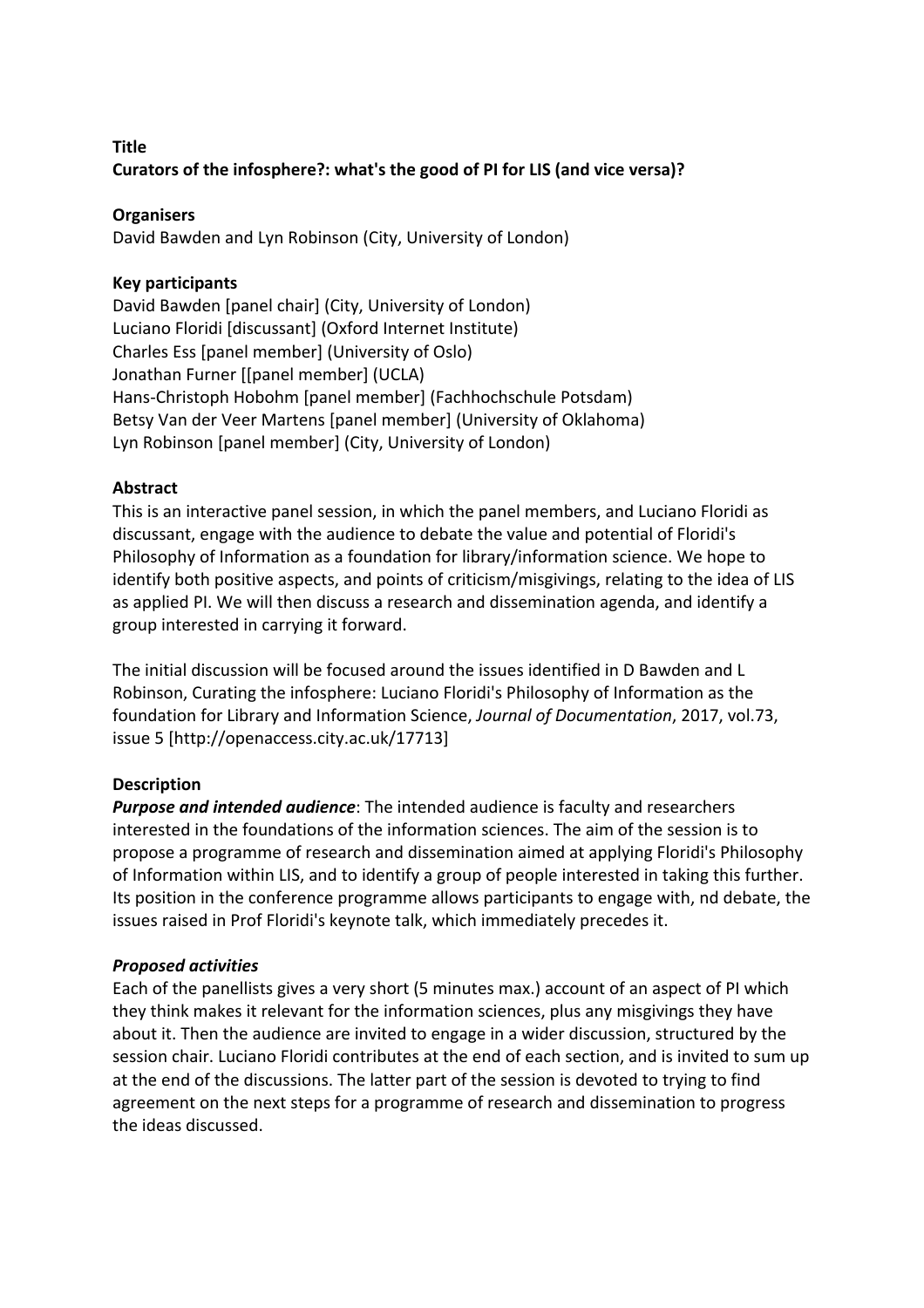**Title**

**Curators of the infosphere?: what's the good of PI for LIS (and vice versa)?**

**Organisers**

David Bawden and Lyn Robinson (City, University of London)

**Key participants**

David Bawden [panel chair] (City, University of London)
Luciano Floridi [discussant] (Oxford Internet Institute)
Charles Ess [panel member] (University of Oslo)
Jonathan Furner [[panel member] (UCLA)
Hans-Christoph Hobohm [panel member] (Fachhochschule Potsdam)
Betsy Van der Veer Martens [panel member] (University of Oklahoma)
Lyn Robinson [panel member] (City, University of London)

**Abstract**

This is an interactive panel session, in which the panel members, and Luciano Floridi as discussant, engage with the audience to debate the value and potential of Floridi's Philosophy of Information as a foundation for library/information science. We hope to identify both positive aspects, and points of criticism/misgivings, relating to the idea of LIS as applied PI. We will then discuss a research and dissemination agenda, and identify a group interested in carrying it forward.

The initial discussion will be focused around the issues identified in D Bawden and L Robinson, Curating the infosphere: Luciano Floridi's Philosophy of Information as the foundation for Library and Information Science, *Journal of Documentation*, 2017, vol.73, issue 5 [http://openaccess.city.ac.uk/17713]

**Description**

***Purpose and intended audience***: The intended audience is faculty and researchers interested in the foundations of the information sciences. The aim of the session is to propose a programme of research and dissemination aimed at applying Floridi's Philosophy of Information within LIS, and to identify a group of people interested in taking this further. Its position in the conference programme allows participants to engage with, nd debate, the issues raised in Prof Floridi's keynote talk, which immediately precedes it.

***Proposed activities***

Each of the panellists gives a very short (5 minutes max.) account of an aspect of PI which they think makes it relevant for the information sciences, plus any misgivings they have about it. Then the audience are invited to engage in a wider discussion, structured by the session chair. Luciano Floridi contributes at the end of each section, and is invited to sum up at the end of the discussions. The latter part of the session is devoted to trying to find agreement on the next steps for a programme of research and dissemination to progress the ideas discussed.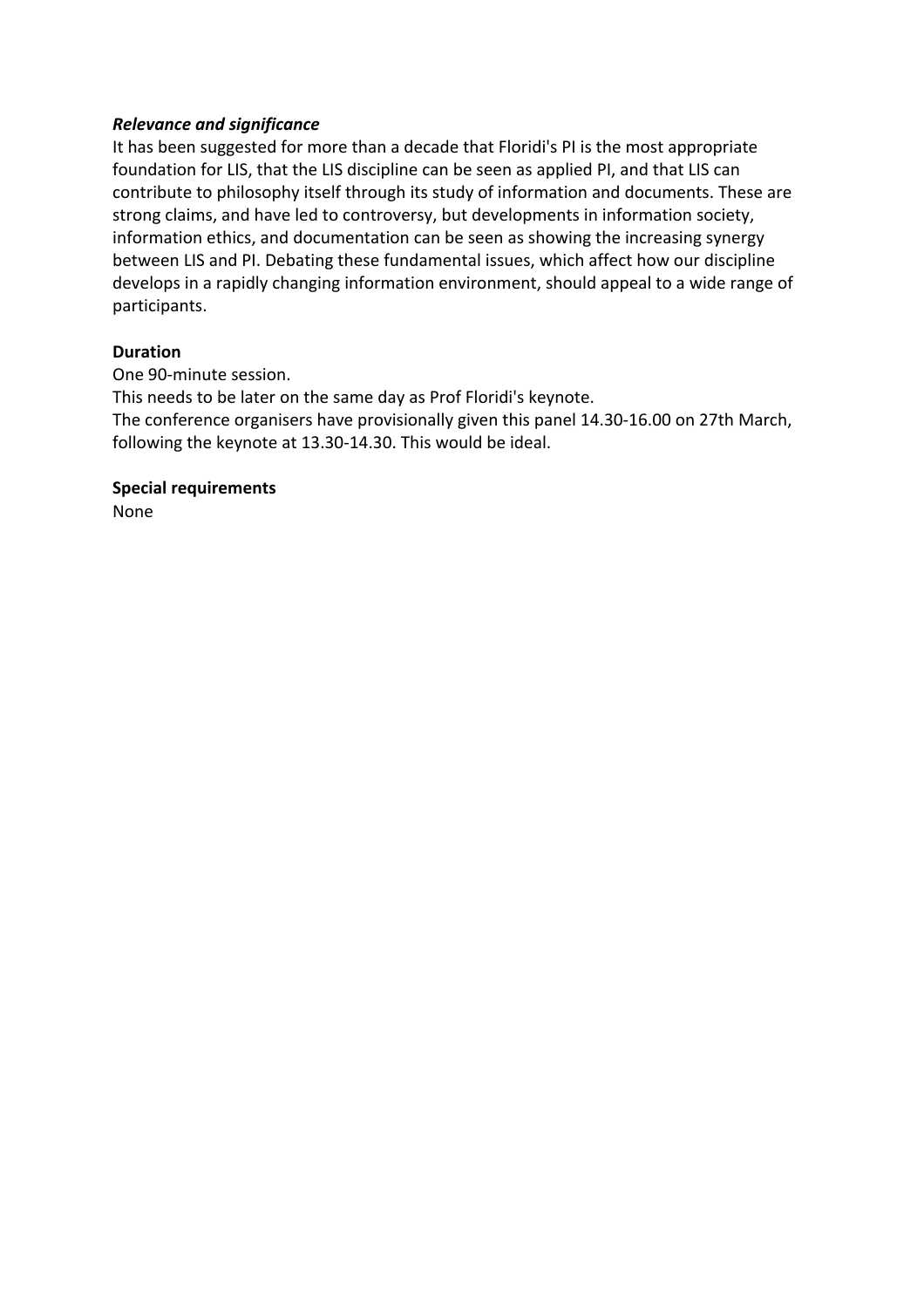***Relevance and significance***

It has been suggested for more than a decade that Floridi's PI is the most appropriate foundation for LIS, that the LIS discipline can be seen as applied PI, and that LIS can contribute to philosophy itself through its study of information and documents. These are strong claims, and have led to controversy, but developments in information society, information ethics, and documentation can be seen as showing the increasing synergy between LIS and PI. Debating these fundamental issues, which affect how our discipline develops in a rapidly changing information environment, should appeal to a wide range of participants.

**Duration**

One 90-minute session.
This needs to be later on the same day as Prof Floridi's keynote.
The conference organisers have provisionally given this panel 14.30-16.00 on 27th March, following the keynote at 13.30-14.30. This would be ideal.

**Special requirements**

None